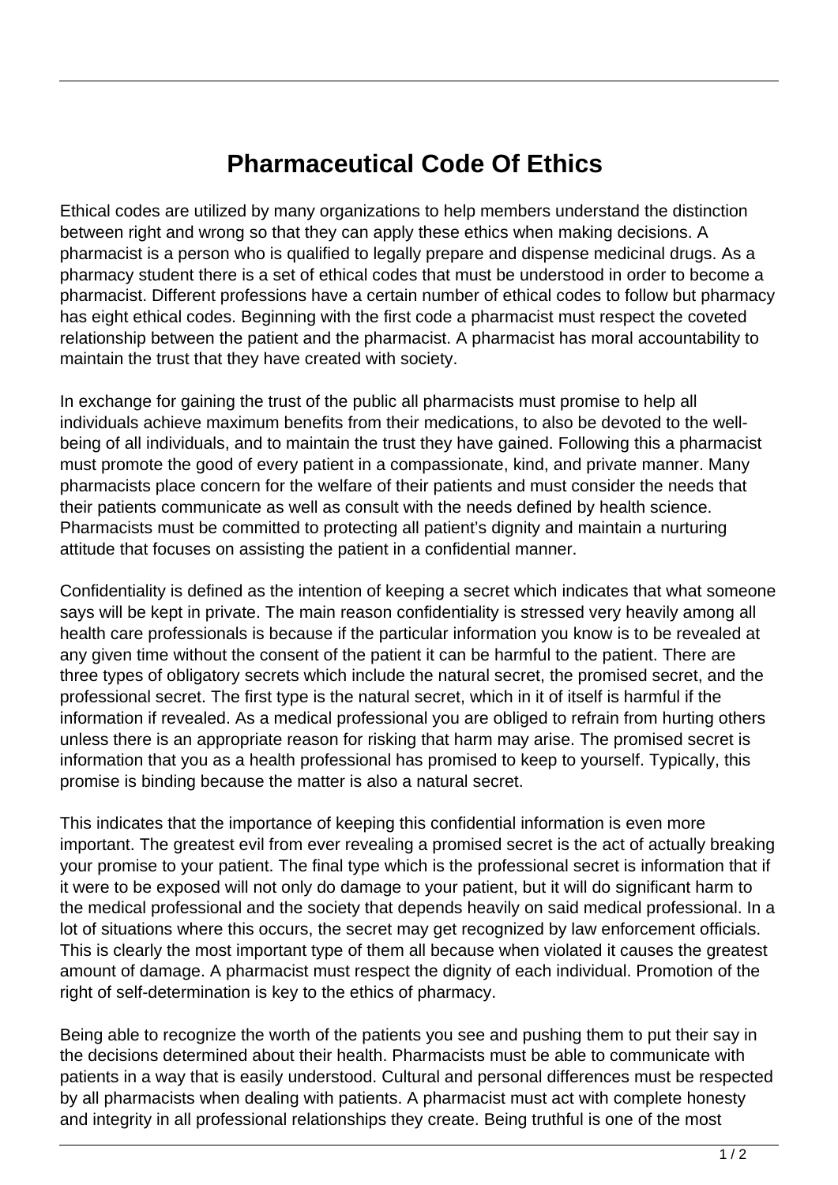# Pharmaceutical Code Of Ethics

Ethical codes are utilized by many organizations to help members understand the distinction between right and wrong so that they can apply these ethics when making decisions. A pharmacist is a person who is qualified to legally prepare and dispense medicinal drugs. As a pharmacy student there is a set of ethical codes that must be understood in order to become a pharmacist. Different professions have a certain number of ethical codes to follow but pharmacy has eight ethical codes. Beginning with the first code a pharmacist must respect the coveted relationship between the patient and the pharmacist. A pharmacist has moral accountability to maintain the trust that they have created with society.

In exchange for gaining the trust of the public all pharmacists must promise to help all individuals achieve maximum benefits from their medications, to also be devoted to the well-being of all individuals, and to maintain the trust they have gained. Following this a pharmacist must promote the good of every patient in a compassionate, kind, and private manner. Many pharmacists place concern for the welfare of their patients and must consider the needs that their patients communicate as well as consult with the needs defined by health science. Pharmacists must be committed to protecting all patient's dignity and maintain a nurturing attitude that focuses on assisting the patient in a confidential manner.

Confidentiality is defined as the intention of keeping a secret which indicates that what someone says will be kept in private. The main reason confidentiality is stressed very heavily among all health care professionals is because if the particular information you know is to be revealed at any given time without the consent of the patient it can be harmful to the patient. There are three types of obligatory secrets which include the natural secret, the promised secret, and the professional secret. The first type is the natural secret, which in it of itself is harmful if the information if revealed. As a medical professional you are obliged to refrain from hurting others unless there is an appropriate reason for risking that harm may arise. The promised secret is information that you as a health professional has promised to keep to yourself. Typically, this promise is binding because the matter is also a natural secret.

This indicates that the importance of keeping this confidential information is even more important. The greatest evil from ever revealing a promised secret is the act of actually breaking your promise to your patient. The final type which is the professional secret is information that if it were to be exposed will not only do damage to your patient, but it will do significant harm to the medical professional and the society that depends heavily on said medical professional. In a lot of situations where this occurs, the secret may get recognized by law enforcement officials. This is clearly the most important type of them all because when violated it causes the greatest amount of damage. A pharmacist must respect the dignity of each individual. Promotion of the right of self-determination is key to the ethics of pharmacy.

Being able to recognize the worth of the patients you see and pushing them to put their say in the decisions determined about their health. Pharmacists must be able to communicate with patients in a way that is easily understood. Cultural and personal differences must be respected by all pharmacists when dealing with patients. A pharmacist must act with complete honesty and integrity in all professional relationships they create. Being truthful is one of the most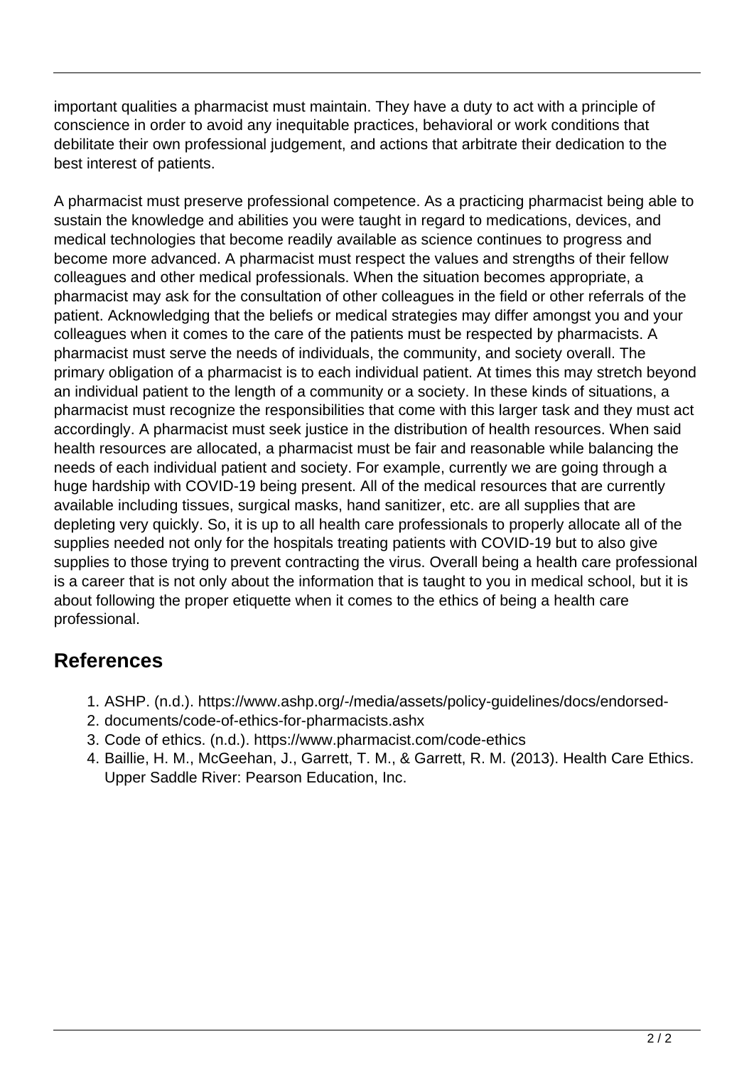important qualities a pharmacist must maintain. They have a duty to act with a principle of conscience in order to avoid any inequitable practices, behavioral or work conditions that debilitate their own professional judgement, and actions that arbitrate their dedication to the best interest of patients.

A pharmacist must preserve professional competence. As a practicing pharmacist being able to sustain the knowledge and abilities you were taught in regard to medications, devices, and medical technologies that become readily available as science continues to progress and become more advanced. A pharmacist must respect the values and strengths of their fellow colleagues and other medical professionals. When the situation becomes appropriate, a pharmacist may ask for the consultation of other colleagues in the field or other referrals of the patient. Acknowledging that the beliefs or medical strategies may differ amongst you and your colleagues when it comes to the care of the patients must be respected by pharmacists. A pharmacist must serve the needs of individuals, the community, and society overall. The primary obligation of a pharmacist is to each individual patient. At times this may stretch beyond an individual patient to the length of a community or a society. In these kinds of situations, a pharmacist must recognize the responsibilities that come with this larger task and they must act accordingly. A pharmacist must seek justice in the distribution of health resources. When said health resources are allocated, a pharmacist must be fair and reasonable while balancing the needs of each individual patient and society. For example, currently we are going through a huge hardship with COVID-19 being present. All of the medical resources that are currently available including tissues, surgical masks, hand sanitizer, etc. are all supplies that are depleting very quickly. So, it is up to all health care professionals to properly allocate all of the supplies needed not only for the hospitals treating patients with COVID-19 but to also give supplies to those trying to prevent contracting the virus. Overall being a health care professional is a career that is not only about the information that is taught to you in medical school, but it is about following the proper etiquette when it comes to the ethics of being a health care professional.

## References

1. ASHP. (n.d.). https://www.ashp.org/-/media/assets/policy-guidelines/docs/endorsed-
2. documents/code-of-ethics-for-pharmacists.ashx
3. Code of ethics. (n.d.). https://www.pharmacist.com/code-ethics
4. Baillie, H. M., McGeehan, J., Garrett, T. M., & Garrett, R. M. (2013). Health Care Ethics. Upper Saddle River: Pearson Education, Inc.